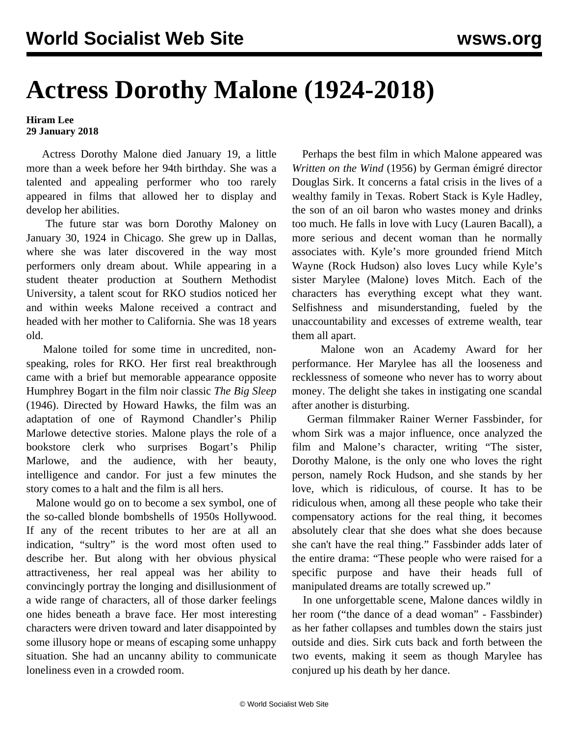# Actress Dorothy Malone (1924-2018)

**Hiram Lee**
**29 January 2018**

Actress Dorothy Malone died January 19, a little more than a week before her 94th birthday. She was a talented and appealing performer who too rarely appeared in films that allowed her to display and develop her abilities.

The future star was born Dorothy Maloney on January 30, 1924 in Chicago. She grew up in Dallas, where she was later discovered in the way most performers only dream about. While appearing in a student theater production at Southern Methodist University, a talent scout for RKO studios noticed her and within weeks Malone received a contract and headed with her mother to California. She was 18 years old.

Malone toiled for some time in uncredited, non-speaking, roles for RKO. Her first real breakthrough came with a brief but memorable appearance opposite Humphrey Bogart in the film noir classic *The Big Sleep* (1946). Directed by Howard Hawks, the film was an adaptation of one of Raymond Chandler's Philip Marlowe detective stories. Malone plays the role of a bookstore clerk who surprises Bogart's Philip Marlowe, and the audience, with her beauty, intelligence and candor. For just a few minutes the story comes to a halt and the film is all hers.

Malone would go on to become a sex symbol, one of the so-called blonde bombshells of 1950s Hollywood. If any of the recent tributes to her are at all an indication, "sultry" is the word most often used to describe her. But along with her obvious physical attractiveness, her real appeal was her ability to convincingly portray the longing and disillusionment of a wide range of characters, all of those darker feelings one hides beneath a brave face. Her most interesting characters were driven toward and later disappointed by some illusory hope or means of escaping some unhappy situation. She had an uncanny ability to communicate loneliness even in a crowded room.

Perhaps the best film in which Malone appeared was *Written on the Wind* (1956) by German émigré director Douglas Sirk. It concerns a fatal crisis in the lives of a wealthy family in Texas. Robert Stack is Kyle Hadley, the son of an oil baron who wastes money and drinks too much. He falls in love with Lucy (Lauren Bacall), a more serious and decent woman than he normally associates with. Kyle's more grounded friend Mitch Wayne (Rock Hudson) also loves Lucy while Kyle's sister Marylee (Malone) loves Mitch. Each of the characters has everything except what they want. Selfishness and misunderstanding, fueled by the unaccountability and excesses of extreme wealth, tear them all apart.

Malone won an Academy Award for her performance. Her Marylee has all the looseness and recklessness of someone who never has to worry about money. The delight she takes in instigating one scandal after another is disturbing.

German filmmaker Rainer Werner Fassbinder, for whom Sirk was a major influence, once analyzed the film and Malone's character, writing "The sister, Dorothy Malone, is the only one who loves the right person, namely Rock Hudson, and she stands by her love, which is ridiculous, of course. It has to be ridiculous when, among all these people who take their compensatory actions for the real thing, it becomes absolutely clear that she does what she does because she can't have the real thing." Fassbinder adds later of the entire drama: "These people who were raised for a specific purpose and have their heads full of manipulated dreams are totally screwed up."

In one unforgettable scene, Malone dances wildly in her room ("the dance of a dead woman" - Fassbinder) as her father collapses and tumbles down the stairs just outside and dies. Sirk cuts back and forth between the two events, making it seem as though Marylee has conjured up his death by her dance.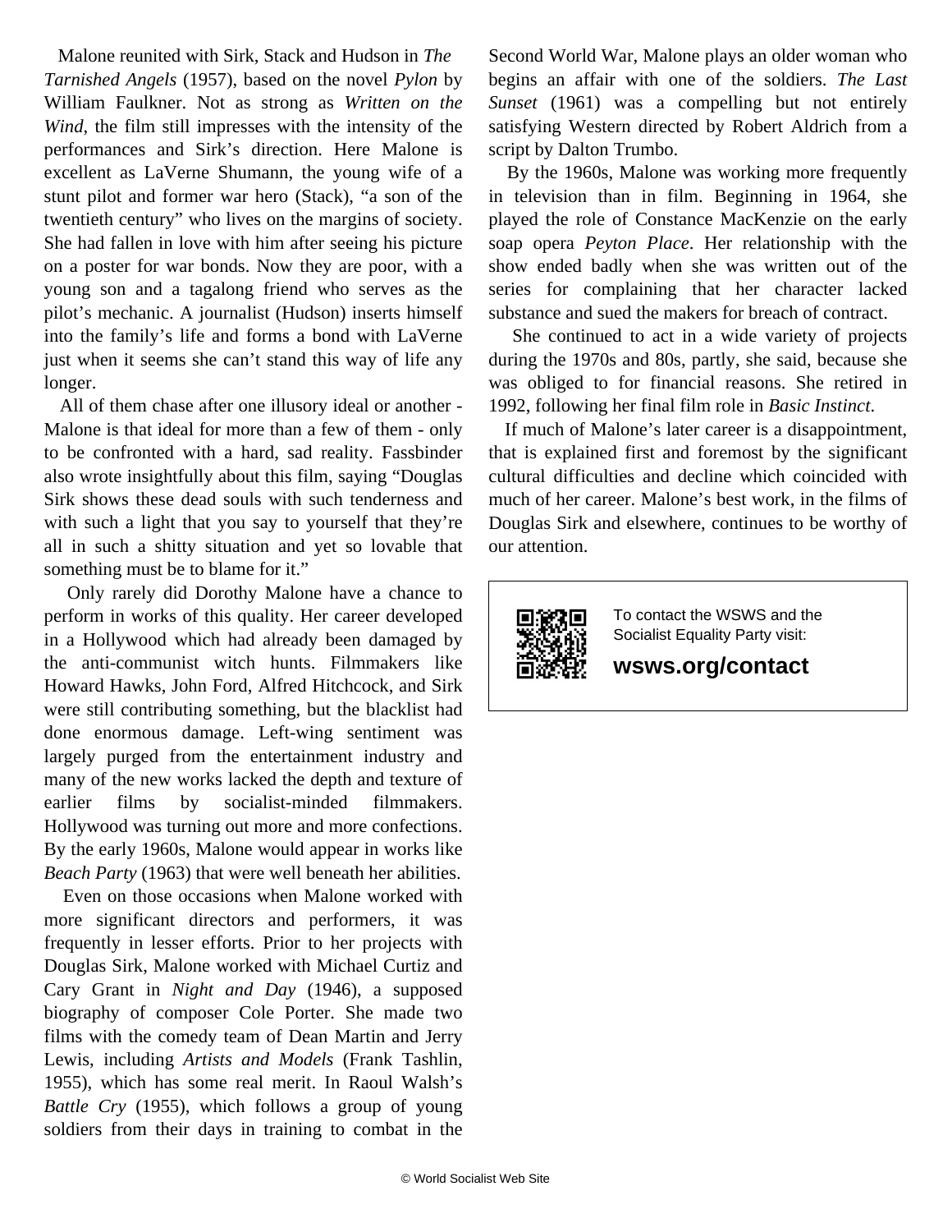Malone reunited with Sirk, Stack and Hudson in *The Tarnished Angels* (1957), based on the novel *Pylon* by William Faulkner. Not as strong as *Written on the Wind*, the film still impresses with the intensity of the performances and Sirk's direction. Here Malone is excellent as LaVerne Shumann, the young wife of a stunt pilot and former war hero (Stack), "a son of the twentieth century" who lives on the margins of society. She had fallen in love with him after seeing his picture on a poster for war bonds. Now they are poor, with a young son and a tagalong friend who serves as the pilot's mechanic. A journalist (Hudson) inserts himself into the family's life and forms a bond with LaVerne just when it seems she can't stand this way of life any longer.

All of them chase after one illusory ideal or another - Malone is that ideal for more than a few of them - only to be confronted with a hard, sad reality. Fassbinder also wrote insightfully about this film, saying "Douglas Sirk shows these dead souls with such tenderness and with such a light that you say to yourself that they're all in such a shitty situation and yet so lovable that something must be to blame for it."

Only rarely did Dorothy Malone have a chance to perform in works of this quality. Her career developed in a Hollywood which had already been damaged by the anti-communist witch hunts. Filmmakers like Howard Hawks, John Ford, Alfred Hitchcock, and Sirk were still contributing something, but the blacklist had done enormous damage. Left-wing sentiment was largely purged from the entertainment industry and many of the new works lacked the depth and texture of earlier films by socialist-minded filmmakers. Hollywood was turning out more and more confections. By the early 1960s, Malone would appear in works like *Beach Party* (1963) that were well beneath her abilities.

Even on those occasions when Malone worked with more significant directors and performers, it was frequently in lesser efforts. Prior to her projects with Douglas Sirk, Malone worked with Michael Curtiz and Cary Grant in *Night and Day* (1946), a supposed biography of composer Cole Porter. She made two films with the comedy team of Dean Martin and Jerry Lewis, including *Artists and Models* (Frank Tashlin, 1955), which has some real merit. In Raoul Walsh's *Battle Cry* (1955), which follows a group of young soldiers from their days in training to combat in the Second World War, Malone plays an older woman who begins an affair with one of the soldiers. *The Last Sunset* (1961) was a compelling but not entirely satisfying Western directed by Robert Aldrich from a script by Dalton Trumbo.

By the 1960s, Malone was working more frequently in television than in film. Beginning in 1964, she played the role of Constance MacKenzie on the early soap opera *Peyton Place*. Her relationship with the show ended badly when she was written out of the series for complaining that her character lacked substance and sued the makers for breach of contract.

She continued to act in a wide variety of projects during the 1970s and 80s, partly, she said, because she was obliged to for financial reasons. She retired in 1992, following her final film role in *Basic Instinct*.

If much of Malone's later career is a disappointment, that is explained first and foremost by the significant cultural difficulties and decline which coincided with much of her career. Malone's best work, in the films of Douglas Sirk and elsewhere, continues to be worthy of our attention.

To contact the WSWS and the Socialist Equality Party visit:

**wsws.org/contact**